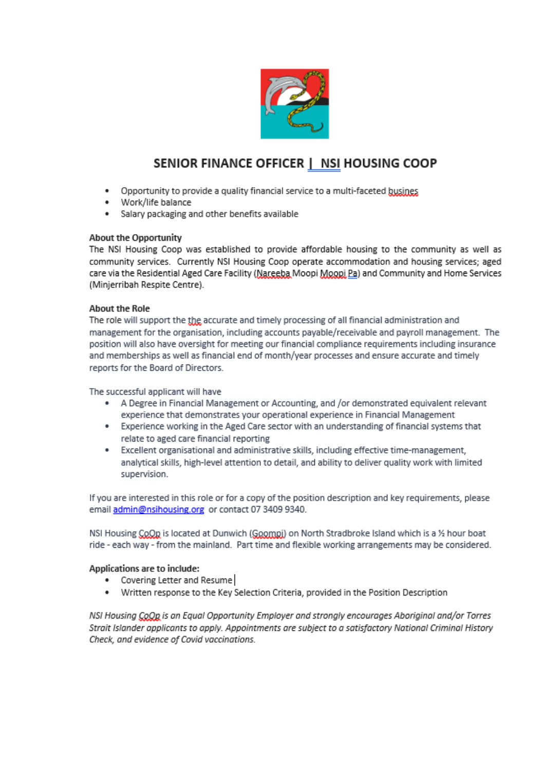# SENIOR FINANCE OFFICER | NSI HOUSING COOP

- Opportunity to provide a quality financial service to a multi-faceted busines
- Work/life balance
- Salary packaging and other benefits available

**About the Opportunity**

The NSI Housing Coop was established to provide affordable housing to the community as well as community services. Currently NSI Housing Coop operate accommodation and housing services; aged care via the Residential Aged Care Facility (Nareeba Moopi Moopi Pa) and Community and Home Services (Minjerribah Respite Centre).

**About the Role**

The role will support the the accurate and timely processing of all financial administration and management for the organisation, including accounts payable/receivable and payroll management. The position will also have oversight for meeting our financial compliance requirements including insurance and memberships as well as financial end of month/year processes and ensure accurate and timely reports for the Board of Directors.

The successful applicant will have

- A Degree in Financial Management or Accounting, and /or demonstrated equivalent relevant experience that demonstrates your operational experience in Financial Management
- Experience working in the Aged Care sector with an understanding of financial systems that relate to aged care financial reporting
- Excellent organisational and administrative skills, including effective time-management, analytical skills, high-level attention to detail, and ability to deliver quality work with limited supervision.

If you are interested in this role or for a copy of the position description and key requirements, please email admin@nsihousing.org or contact 07 3409 9340.

NSI Housing CoOp is located at Dunwich (Goompi) on North Stradbroke Island which is a ½ hour boat ride - each way - from the mainland. Part time and flexible working arrangements may be considered.

**Applications are to include:**

- Covering Letter and Resume
- Written response to the Key Selection Criteria, provided in the Position Description

*NSI Housing CoOp is an Equal Opportunity Employer and strongly encourages Aboriginal and/or Torres Strait Islander applicants to apply. Appointments are subject to a satisfactory National Criminal History Check, and evidence of Covid vaccinations.*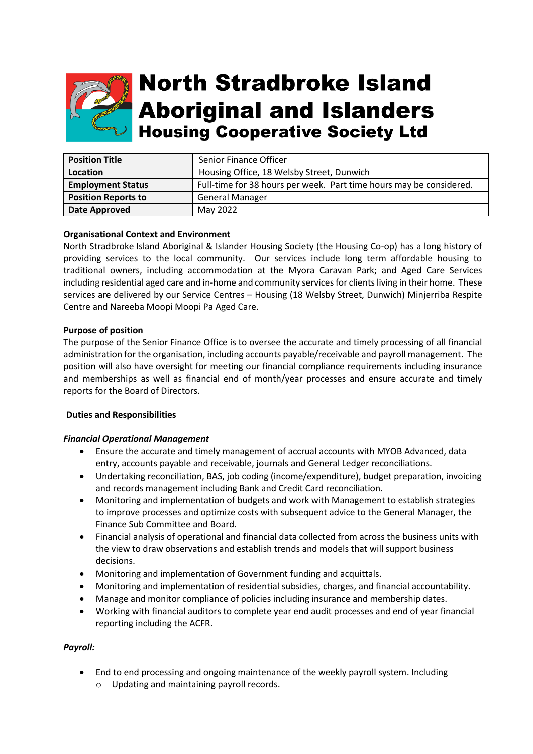# North Stradbroke Island Aboriginal and Islanders
## Housing Cooperative Society Ltd

| **Position Title** | Senior Finance Officer |
|---|---|
| **Location** | Housing Office, 18 Welsby Street, Dunwich |
| **Employment Status** | Full-time for 38 hours per week. Part time hours may be considered. |
| **Position Reports to** | General Manager |
| **Date Approved** | May 2022 |

**Organisational Context and Environment**

North Stradbroke Island Aboriginal & Islander Housing Society (the Housing Co-op) has a long history of providing services to the local community. Our services include long term affordable housing to traditional owners, including accommodation at the Myora Caravan Park; and Aged Care Services including residential aged care and in-home and community services for clients living in their home. These services are delivered by our Service Centres – Housing (18 Welsby Street, Dunwich) Minjerriba Respite Centre and Nareeba Moopi Moopi Pa Aged Care.

**Purpose of position**

The purpose of the Senior Finance Office is to oversee the accurate and timely processing of all financial administration for the organisation, including accounts payable/receivable and payroll management. The position will also have oversight for meeting our financial compliance requirements including insurance and memberships as well as financial end of month/year processes and ensure accurate and timely reports for the Board of Directors.

**Duties and Responsibilities**

***Financial Operational Management***

- Ensure the accurate and timely management of accrual accounts with MYOB Advanced, data entry, accounts payable and receivable, journals and General Ledger reconciliations.
- Undertaking reconciliation, BAS, job coding (income/expenditure), budget preparation, invoicing and records management including Bank and Credit Card reconciliation.
- Monitoring and implementation of budgets and work with Management to establish strategies to improve processes and optimize costs with subsequent advice to the General Manager, the Finance Sub Committee and Board.
- Financial analysis of operational and financial data collected from across the business units with the view to draw observations and establish trends and models that will support business decisions.
- Monitoring and implementation of Government funding and acquittals.
- Monitoring and implementation of residential subsidies, charges, and financial accountability.
- Manage and monitor compliance of policies including insurance and membership dates.
- Working with financial auditors to complete year end audit processes and end of year financial reporting including the ACFR.

***Payroll:***

- End to end processing and ongoing maintenance of the weekly payroll system. Including
  - Updating and maintaining payroll records.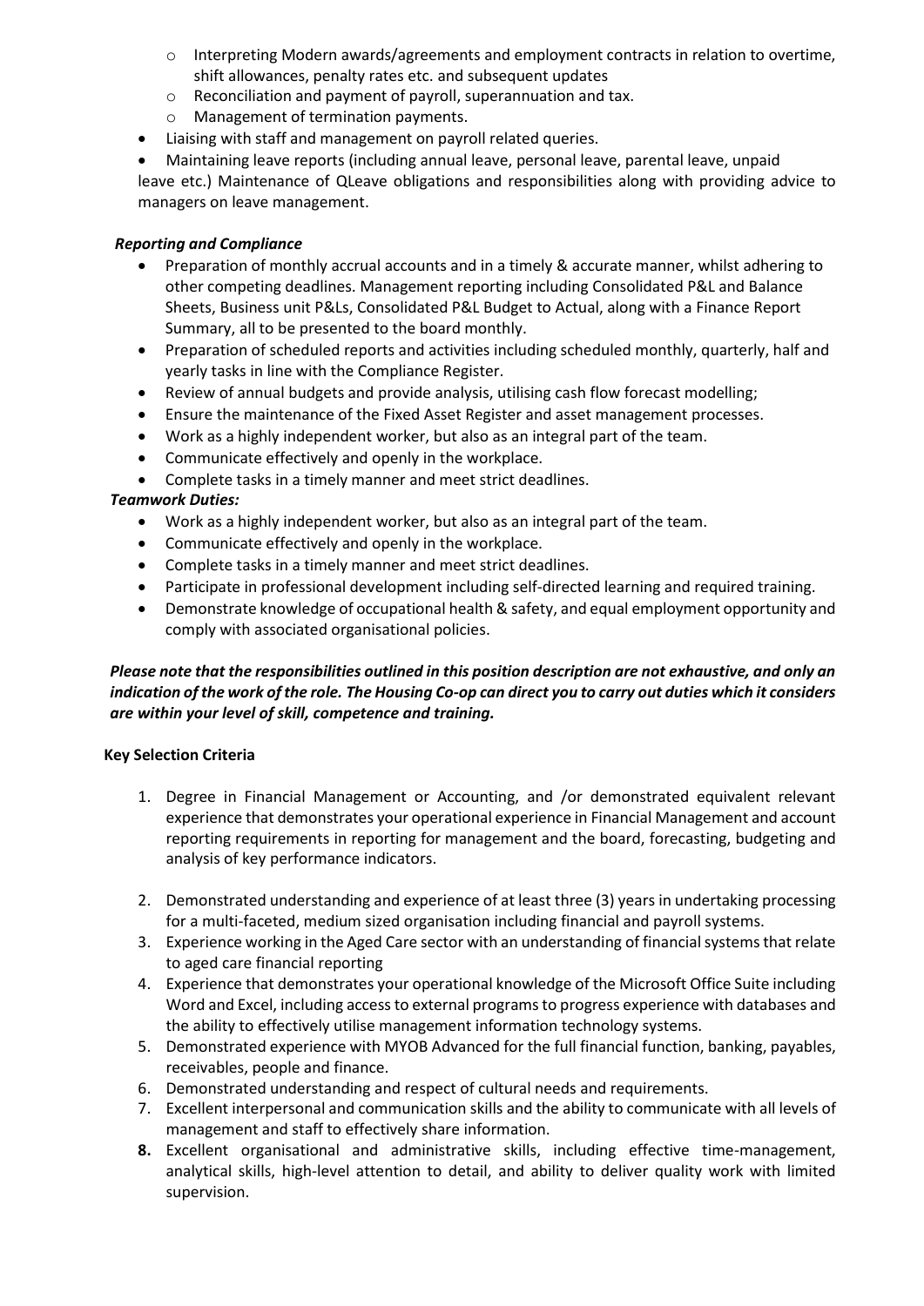- Interpreting Modern awards/agreements and employment contracts in relation to overtime, shift allowances, penalty rates etc. and subsequent updates
    - Reconciliation and payment of payroll, superannuation and tax.
    - Management of termination payments.
- Liaising with staff and management on payroll related queries.
- Maintaining leave reports (including annual leave, personal leave, parental leave, unpaid leave etc.) Maintenance of QLeave obligations and responsibilities along with providing advice to managers on leave management.

***Reporting and Compliance***

- Preparation of monthly accrual accounts and in a timely & accurate manner, whilst adhering to other competing deadlines. Management reporting including Consolidated P&L and Balance Sheets, Business unit P&Ls, Consolidated P&L Budget to Actual, along with a Finance Report Summary, all to be presented to the board monthly.
- Preparation of scheduled reports and activities including scheduled monthly, quarterly, half and yearly tasks in line with the Compliance Register.
- Review of annual budgets and provide analysis, utilising cash flow forecast modelling;
- Ensure the maintenance of the Fixed Asset Register and asset management processes.
- Work as a highly independent worker, but also as an integral part of the team.
- Communicate effectively and openly in the workplace.
- Complete tasks in a timely manner and meet strict deadlines.

***Teamwork Duties:***

- Work as a highly independent worker, but also as an integral part of the team.
- Communicate effectively and openly in the workplace.
- Complete tasks in a timely manner and meet strict deadlines.
- Participate in professional development including self-directed learning and required training.
- Demonstrate knowledge of occupational health & safety, and equal employment opportunity and comply with associated organisational policies.

***Please note that the responsibilities outlined in this position description are not exhaustive, and only an indication of the work of the role. The Housing Co-op can direct you to carry out duties which it considers are within your level of skill, competence and training.***

**Key Selection Criteria**

1. Degree in Financial Management or Accounting, and /or demonstrated equivalent relevant experience that demonstrates your operational experience in Financial Management and account reporting requirements in reporting for management and the board, forecasting, budgeting and analysis of key performance indicators.
2. Demonstrated understanding and experience of at least three (3) years in undertaking processing for a multi-faceted, medium sized organisation including financial and payroll systems.
3. Experience working in the Aged Care sector with an understanding of financial systems that relate to aged care financial reporting
4. Experience that demonstrates your operational knowledge of the Microsoft Office Suite including Word and Excel, including access to external programs to progress experience with databases and the ability to effectively utilise management information technology systems.
5. Demonstrated experience with MYOB Advanced for the full financial function, banking, payables, receivables, people and finance.
6. Demonstrated understanding and respect of cultural needs and requirements.
7. Excellent interpersonal and communication skills and the ability to communicate with all levels of management and staff to effectively share information.
8. Excellent organisational and administrative skills, including effective time-management, analytical skills, high-level attention to detail, and ability to deliver quality work with limited supervision.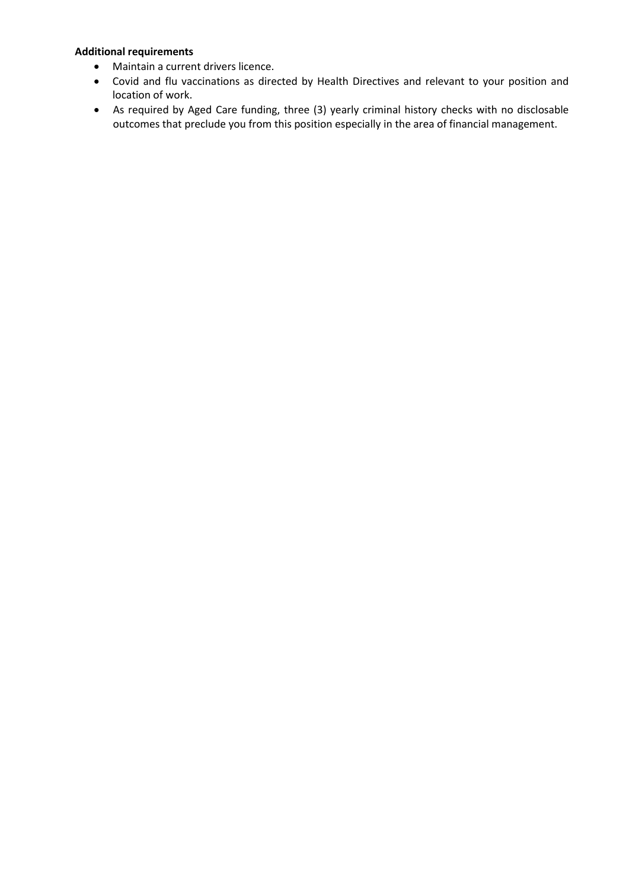**Additional requirements**

- Maintain a current drivers licence.
- Covid and flu vaccinations as directed by Health Directives and relevant to your position and location of work.
- As required by Aged Care funding, three (3) yearly criminal history checks with no disclosable outcomes that preclude you from this position especially in the area of financial management.